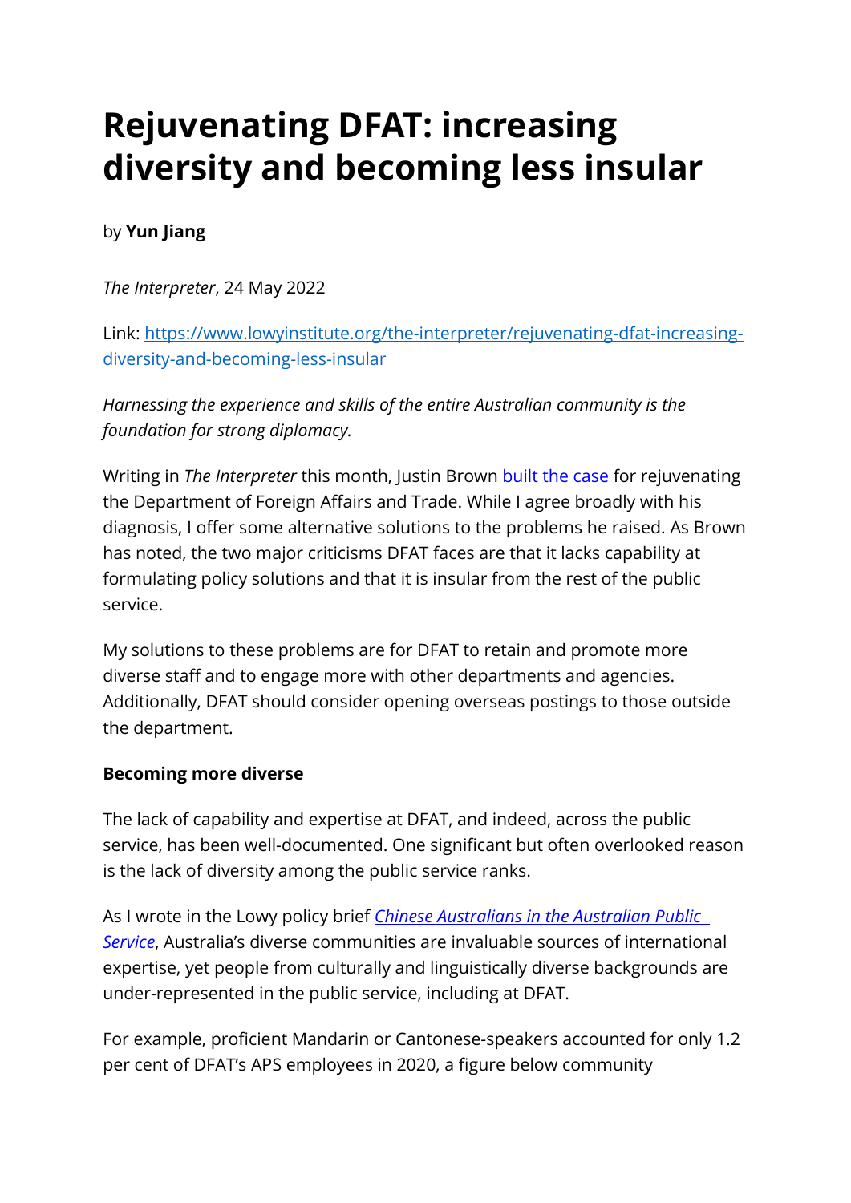# Rejuvenating DFAT: increasing diversity and becoming less insular

by **Yun Jiang**

*The Interpreter*, 24 May 2022

Link: [https://www.lowyinstitute.org/the-interpreter/rejuvenating-dfat-increasing-diversity-and-becoming-less-insular](https://www.lowyinstitute.org/the-interpreter/rejuvenating-dfat-increasing-diversity-and-becoming-less-insular)

*Harnessing the experience and skills of the entire Australian community is the foundation for strong diplomacy.*

Writing in *The Interpreter* this month, Justin Brown [built the case](#) for rejuvenating the Department of Foreign Affairs and Trade. While I agree broadly with his diagnosis, I offer some alternative solutions to the problems he raised. As Brown has noted, the two major criticisms DFAT faces are that it lacks capability at formulating policy solutions and that it is insular from the rest of the public service.

My solutions to these problems are for DFAT to retain and promote more diverse staff and to engage more with other departments and agencies. Additionally, DFAT should consider opening overseas postings to those outside the department.

**Becoming more diverse**

The lack of capability and expertise at DFAT, and indeed, across the public service, has been well-documented. One significant but often overlooked reason is the lack of diversity among the public service ranks.

As I wrote in the Lowy policy brief [*Chinese Australians in the Australian Public Service*](#), Australia's diverse communities are invaluable sources of international expertise, yet people from culturally and linguistically diverse backgrounds are under-represented in the public service, including at DFAT.

For example, proficient Mandarin or Cantonese-speakers accounted for only 1.2 per cent of DFAT's APS employees in 2020, a figure below community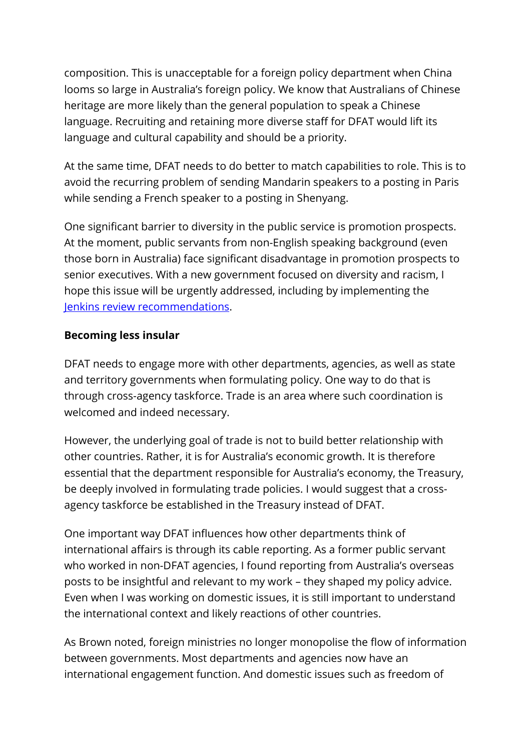composition. This is unacceptable for a foreign policy department when China looms so large in Australia's foreign policy. We know that Australians of Chinese heritage are more likely than the general population to speak a Chinese language. Recruiting and retaining more diverse staff for DFAT would lift its language and cultural capability and should be a priority.

At the same time, DFAT needs to do better to match capabilities to role. This is to avoid the recurring problem of sending Mandarin speakers to a posting in Paris while sending a French speaker to a posting in Shenyang.

One significant barrier to diversity in the public service is promotion prospects. At the moment, public servants from non-English speaking background (even those born in Australia) face significant disadvantage in promotion prospects to senior executives. With a new government focused on diversity and racism, I hope this issue will be urgently addressed, including by implementing the Jenkins review recommendations.

**Becoming less insular**

DFAT needs to engage more with other departments, agencies, as well as state and territory governments when formulating policy. One way to do that is through cross-agency taskforce. Trade is an area where such coordination is welcomed and indeed necessary.

However, the underlying goal of trade is not to build better relationship with other countries. Rather, it is for Australia's economic growth. It is therefore essential that the department responsible for Australia's economy, the Treasury, be deeply involved in formulating trade policies. I would suggest that a cross-agency taskforce be established in the Treasury instead of DFAT.

One important way DFAT influences how other departments think of international affairs is through its cable reporting. As a former public servant who worked in non-DFAT agencies, I found reporting from Australia's overseas posts to be insightful and relevant to my work – they shaped my policy advice. Even when I was working on domestic issues, it is still important to understand the international context and likely reactions of other countries.

As Brown noted, foreign ministries no longer monopolise the flow of information between governments. Most departments and agencies now have an international engagement function. And domestic issues such as freedom of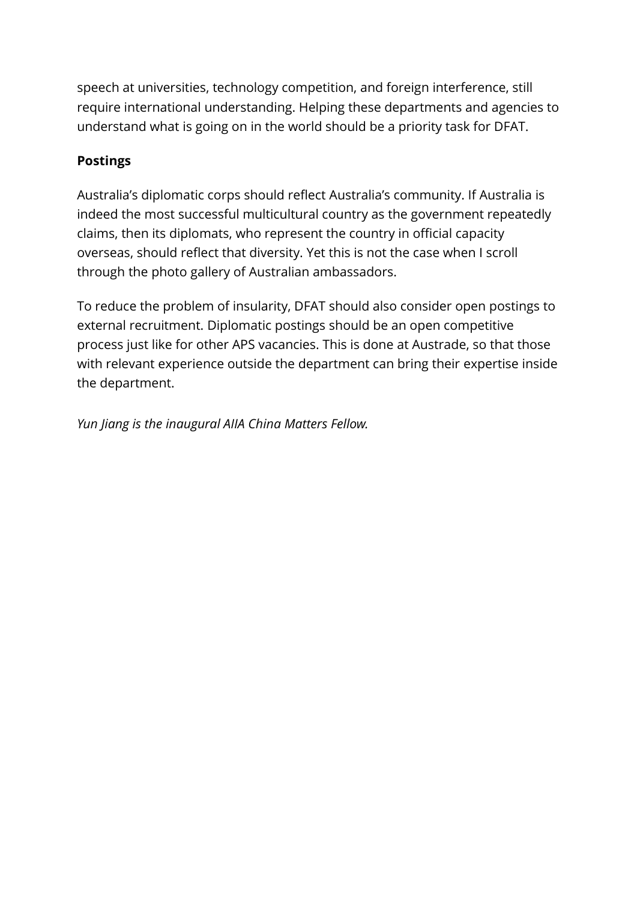speech at universities, technology competition, and foreign interference, still require international understanding. Helping these departments and agencies to understand what is going on in the world should be a priority task for DFAT.

**Postings**

Australia's diplomatic corps should reflect Australia's community. If Australia is indeed the most successful multicultural country as the government repeatedly claims, then its diplomats, who represent the country in official capacity overseas, should reflect that diversity. Yet this is not the case when I scroll through the photo gallery of Australian ambassadors.

To reduce the problem of insularity, DFAT should also consider open postings to external recruitment. Diplomatic postings should be an open competitive process just like for other APS vacancies. This is done at Austrade, so that those with relevant experience outside the department can bring their expertise inside the department.

*Yun Jiang is the inaugural AIIA China Matters Fellow.*